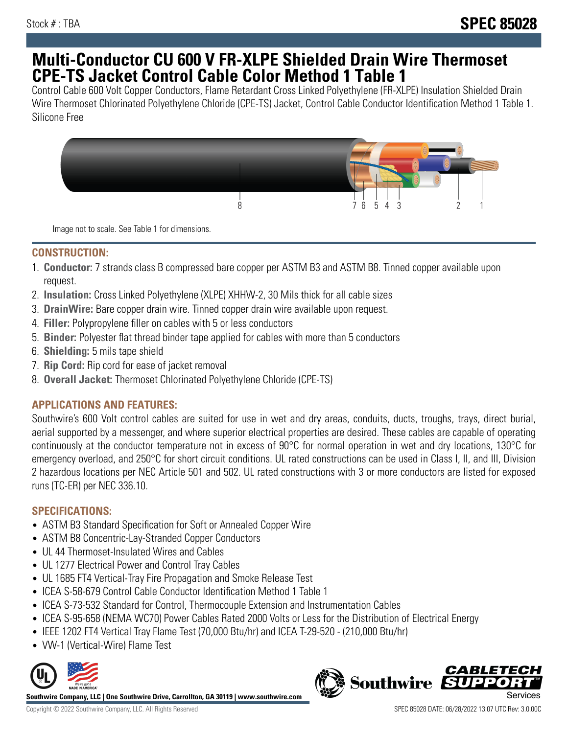Stock # : TBA

# SPEC 85028

# Multi-Conductor CU 600 V FR-XLPE Shielded Drain Wire Thermoset CPE-TS Jacket Control Cable Color Method 1 Table 1

Control Cable 600 Volt Copper Conductors, Flame Retardant Cross Linked Polyethylene (FR-XLPE) Insulation Shielded Drain Wire Thermoset Chlorinated Polyethylene Chloride (CPE-TS) Jacket, Control Cable Conductor Identification Method 1 Table 1. Silicone Free

Image not to scale. See Table 1 for dimensions.

## CONSTRUCTION:

1. **Conductor:** 7 strands class B compressed bare copper per ASTM B3 and ASTM B8. Tinned copper available upon request.
2. **Insulation:** Cross Linked Polyethylene (XLPE) XHHW-2, 30 Mils thick for all cable sizes
3. **DrainWire:** Bare copper drain wire. Tinned copper drain wire available upon request.
4. **Filler:** Polypropylene filler on cables with 5 or less conductors
5. **Binder:** Polyester flat thread binder tape applied for cables with more than 5 conductors
6. **Shielding:** 5 mils tape shield
7. **Rip Cord:** Rip cord for ease of jacket removal
8. **Overall Jacket:** Thermoset Chlorinated Polyethylene Chloride (CPE-TS)

## APPLICATIONS AND FEATURES:

Southwire's 600 Volt control cables are suited for use in wet and dry areas, conduits, ducts, troughs, trays, direct burial, aerial supported by a messenger, and where superior electrical properties are desired. These cables are capable of operating continuously at the conductor temperature not in excess of 90°C for normal operation in wet and dry locations, 130°C for emergency overload, and 250°C for short circuit conditions. UL rated constructions can be used in Class I, II, and III, Division 2 hazardous locations per NEC Article 501 and 502. UL rated constructions with 3 or more conductors are listed for exposed runs (TC-ER) per NEC 336.10.

## SPECIFICATIONS:

- ASTM B3 Standard Specification for Soft or Annealed Copper Wire
- ASTM B8 Concentric-Lay-Stranded Copper Conductors
- UL 44 Thermoset-Insulated Wires and Cables
- UL 1277 Electrical Power and Control Tray Cables
- UL 1685 FT4 Vertical-Tray Fire Propagation and Smoke Release Test
- ICEA S-58-679 Control Cable Conductor Identification Method 1 Table 1
- ICEA S-73-532 Standard for Control, Thermocouple Extension and Instrumentation Cables
- ICEA S-95-658 (NEMA WC70) Power Cables Rated 2000 Volts or Less for the Distribution of Electrical Energy
- IEEE 1202 FT4 Vertical Tray Flame Test (70,000 Btu/hr) and ICEA T-29-520 - (210,000 Btu/hr)
- VW-1 (Vertical-Wire) Flame Test

Southwire Company, LLC | One Southwire Drive, Carrollton, GA 30119 | www.southwire.com

Copyright © 2022 Southwire Company, LLC. All Rights Reserved

SPEC 85028 DATE: 06/28/2022 13:07 UTC Rev: 3.0.00C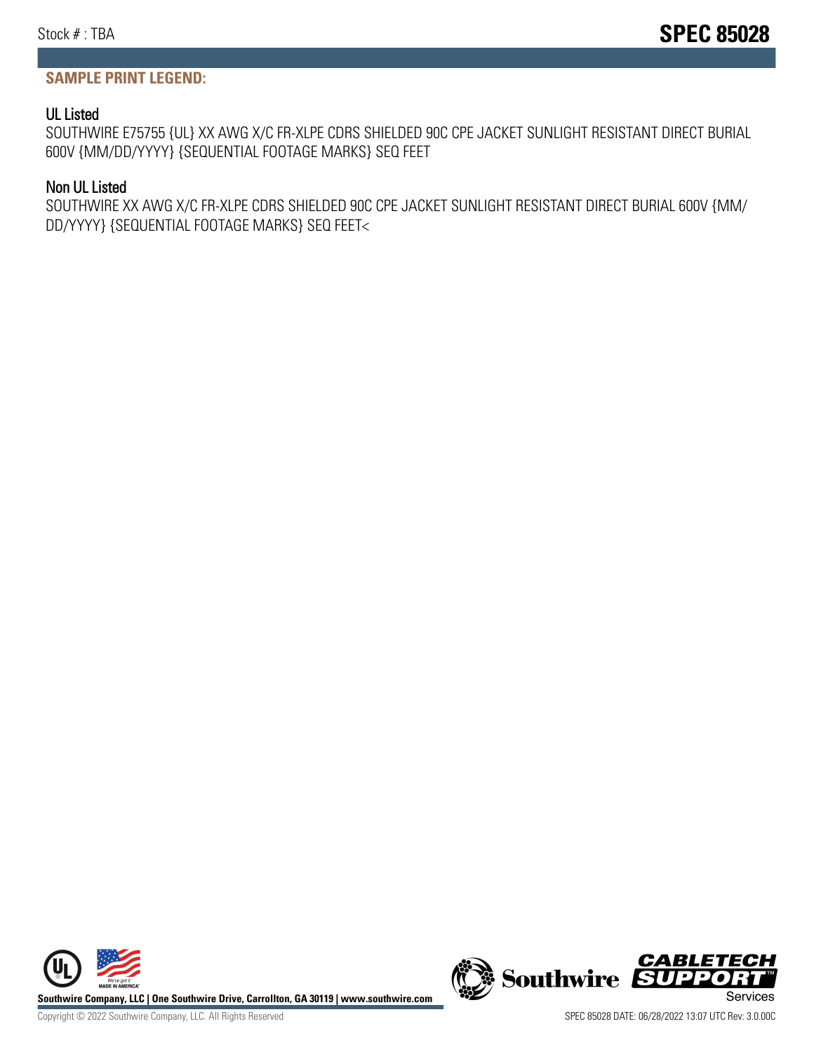## SAMPLE PRINT LEGEND:

### UL Listed

SOUTHWIRE E75755 {UL} XX AWG X/C FR-XLPE CDRS SHIELDED 90C CPE JACKET SUNLIGHT RESISTANT DIRECT BURIAL 600V {MM/DD/YYYY} {SEQUENTIAL FOOTAGE MARKS} SEQ FEET

### Non UL Listed

SOUTHWIRE XX AWG X/C FR-XLPE CDRS SHIELDED 90C CPE JACKET SUNLIGHT RESISTANT DIRECT BURIAL 600V {MM/DD/YYYY} {SEQUENTIAL FOOTAGE MARKS} SEQ FEET<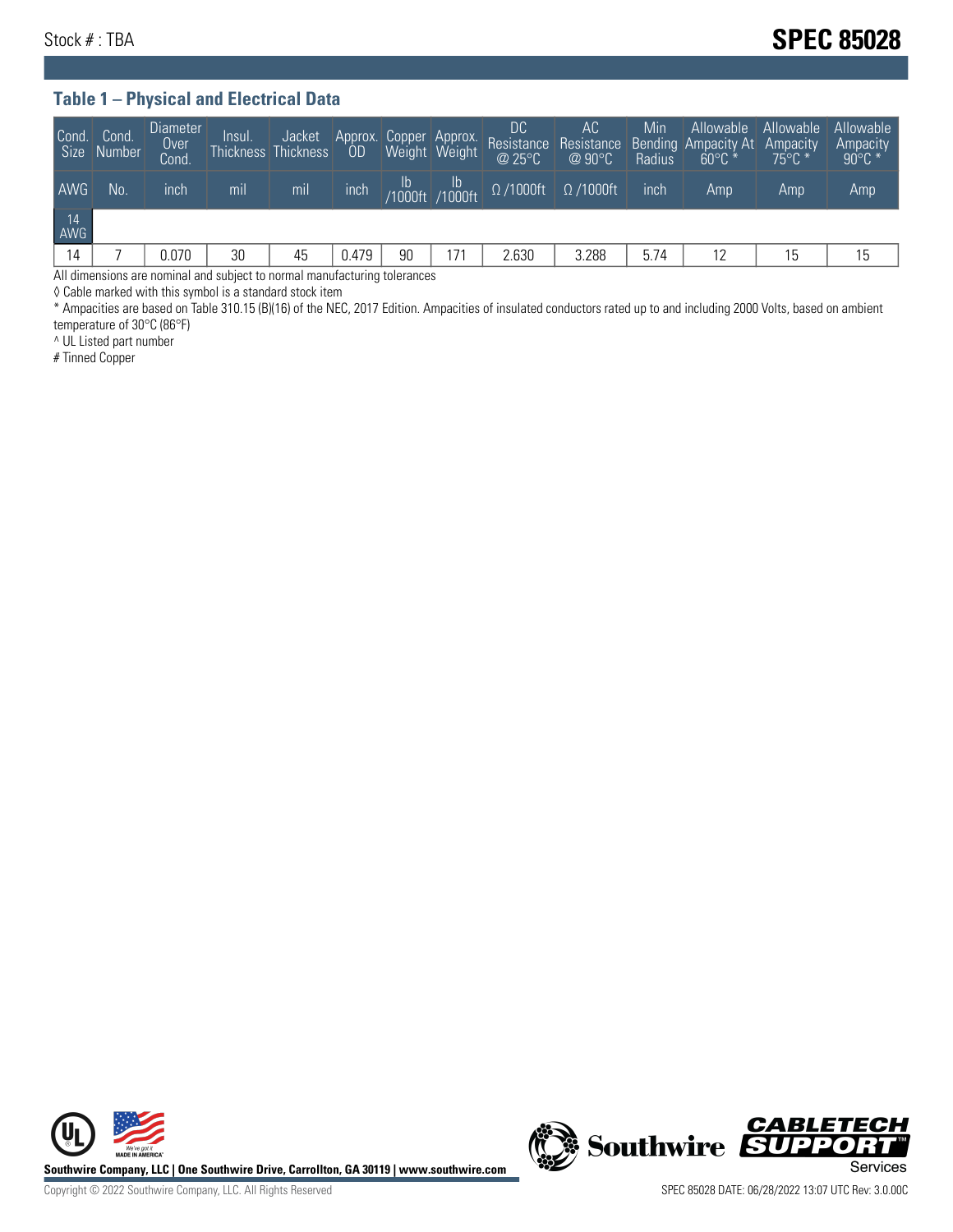Stock # : TBA

**SPEC 85028**

### Table 1 – Physical and Electrical Data

| Cond. Size | Cond. Number | Diameter Over Cond. | Insul. Thickness | Jacket Thickness | Approx. OD | Copper Weight | Approx. Weight | DC Resistance @ 25°C | AC Resistance @ 90°C | Min Bending Radius | Allowable Ampacity At 60°C * | Allowable Ampacity 75°C * | Allowable Ampacity 90°C * |
|---|---|---|---|---|---|---|---|---|---|---|---|---|---|
| AWG | No. | inch | mil | mil | inch | lb /1000ft | lb /1000ft | Ω /1000ft | Ω /1000ft | inch | Amp | Amp | Amp |
| 14 AWG | | | | | | | | | | | | | |
| 14 | 7 | 0.070 | 30 | 45 | 0.479 | 90 | 171 | 2.630 | 3.288 | 5.74 | 12 | 15 | 15 |

All dimensions are nominal and subject to normal manufacturing tolerances

◊ Cable marked with this symbol is a standard stock item

* Ampacities are based on Table 310.15 (B)(16) of the NEC, 2017 Edition. Ampacities of insulated conductors rated up to and including 2000 Volts, based on ambient temperature of 30°C (86°F)

^ UL Listed part number

# Tinned Copper

**Southwire Company, LLC | One Southwire Drive, Carrollton, GA 30119 | www.southwire.com**

Copyright © 2022 Southwire Company, LLC. All Rights Reserved

SPEC 85028 DATE: 06/28/2022 13:07 UTC Rev: 3.0.00C